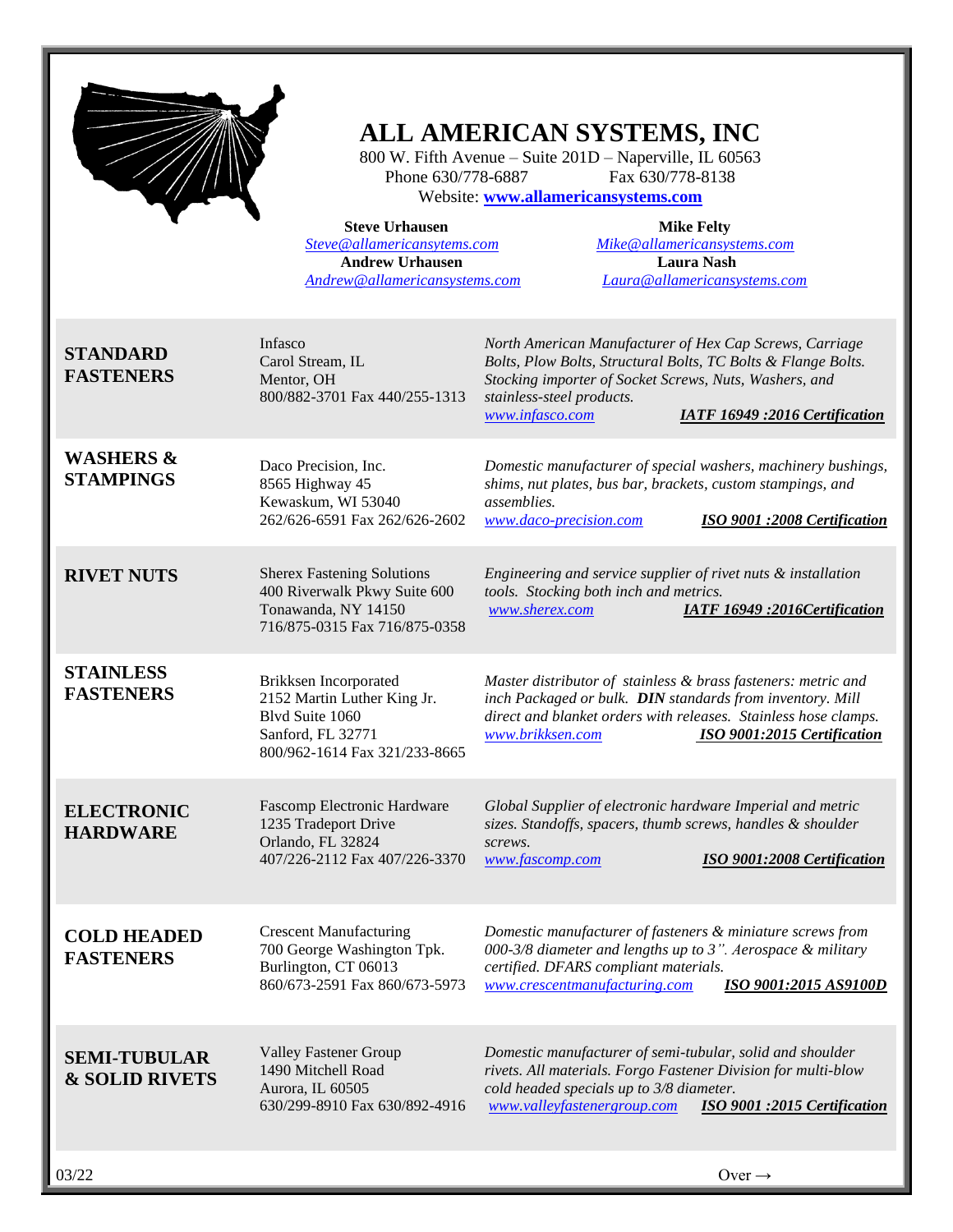# ALL AMERICAN SYSTEMS, INC

800 W. Fifth Avenue – Suite 201D – Naperville, IL 60563
Phone 630/778-6887 Fax 630/778-8138
Website: **www.allamericansystems.com**

**Steve Urhausen**
*Steve@allamericansytems.com*
**Andrew Urhausen**
*Andrew@allamericansystems.com*

**Mike Felty**
*Mike@allamericansystems.com*
**Laura Nash**
*Laura@allamericansystems.com*

| Category | Company | Description |
|---|---|---|
| **STANDARD FASTENERS** | Infasco<br>Carol Stream, IL<br>Mentor, OH<br>800/882-3701 Fax 440/255-1313 | *North American Manufacturer of Hex Cap Screws, Carriage Bolts, Plow Bolts, Structural Bolts, TC Bolts & Flange Bolts. Stocking importer of Socket Screws, Nuts, Washers, and stainless-steel products.*<br>*www.infasco.com* ***IATF 16949 :2016 Certification*** |
| **WASHERS & STAMPINGS** | Daco Precision, Inc.<br>8565 Highway 45<br>Kewaskum, WI 53040<br>262/626-6591 Fax 262/626-2602 | *Domestic manufacturer of special washers, machinery bushings, shims, nut plates, bus bar, brackets, custom stampings, and assemblies.*<br>*www.daco-precision.com* ***ISO 9001 :2008 Certification*** |
| **RIVET NUTS** | Sherex Fastening Solutions<br>400 Riverwalk Pkwy Suite 600<br>Tonawanda, NY 14150<br>716/875-0315 Fax 716/875-0358 | *Engineering and service supplier of rivet nuts & installation tools. Stocking both inch and metrics.*<br>*www.sherex.com* ***IATF 16949 :2016Certification*** |
| **STAINLESS FASTENERS** | Brikksen Incorporated<br>2152 Martin Luther King Jr. Blvd Suite 1060<br>Sanford, FL 32771<br>800/962-1614 Fax 321/233-8665 | *Master distributor of stainless & brass fasteners: metric and inch Packaged or bulk.* ***DIN*** *standards from inventory. Mill direct and blanket orders with releases. Stainless hose clamps.*<br>*www.brikksen.com* ***ISO 9001:2015 Certification*** |
| **ELECTRONIC HARDWARE** | Fascomp Electronic Hardware<br>1235 Tradeport Drive<br>Orlando, FL 32824<br>407/226-2112 Fax 407/226-3370 | *Global Supplier of electronic hardware Imperial and metric sizes. Standoffs, spacers, thumb screws, handles & shoulder screws.*<br>*www.fascomp.com* ***ISO 9001:2008 Certification*** |
| **COLD HEADED FASTENERS** | Crescent Manufacturing<br>700 George Washington Tpk.<br>Burlington, CT 06013<br>860/673-2591 Fax 860/673-5973 | *Domestic manufacturer of fasteners & miniature screws from 000-3/8 diameter and lengths up to 3". Aerospace & military certified. DFARS compliant materials.*<br>*www.crescentmanufacturing.com* ***ISO 9001:2015 AS9100D*** |
| **SEMI-TUBULAR & SOLID RIVETS** | Valley Fastener Group<br>1490 Mitchell Road<br>Aurora, IL 60505<br>630/299-8910 Fax 630/892-4916 | *Domestic manufacturer of semi-tubular, solid and shoulder rivets. All materials. Forgo Fastener Division for multi-blow cold headed specials up to 3/8 diameter.*<br>*www.valleyfastenergroup.com* ***ISO 9001 :2015 Certification*** |

03/22

Over →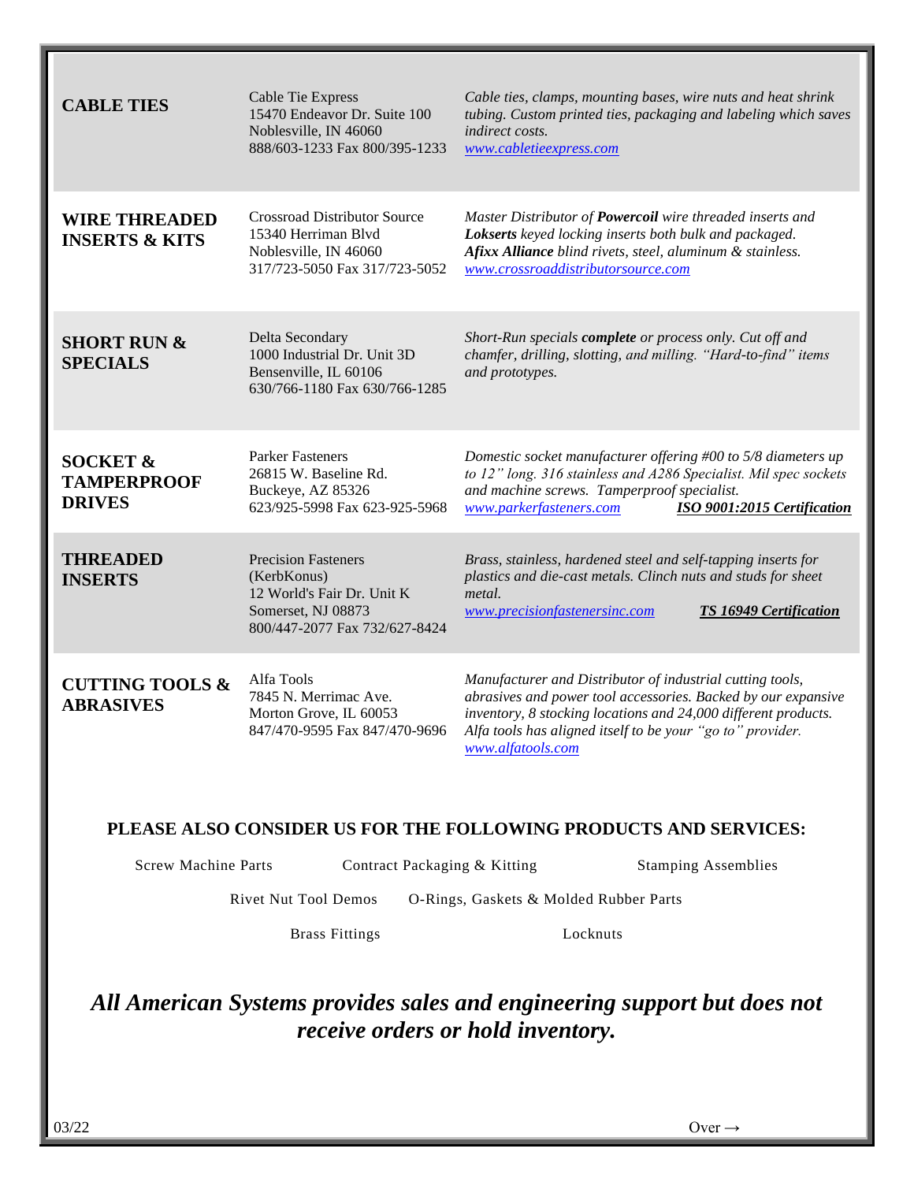| | | |
|---|---|---|
| **CABLE TIES** | Cable Tie Express<br>15470 Endeavor Dr. Suite 100<br>Noblesville, IN 46060<br>888/603-1233 Fax 800/395-1233 | *Cable ties, clamps, mounting bases, wire nuts and heat shrink tubing. Custom printed ties, packaging and labeling which saves indirect costs.*<br>*www.cabletieexpress.com* |
| **WIRE THREADED INSERTS & KITS** | Crossroad Distributor Source<br>15340 Herriman Blvd<br>Noblesville, IN 46060<br>317/723-5050 Fax 317/723-5052 | *Master Distributor of **Powercoil** wire threaded inserts and **Lokserts** keyed locking inserts both bulk and packaged. **Afixx Alliance** blind rivets, steel, aluminum & stainless.*<br>*www.crossroaddistributorsource.com* |
| **SHORT RUN & SPECIALS** | Delta Secondary<br>1000 Industrial Dr. Unit 3D<br>Bensenville, IL 60106<br>630/766-1180 Fax 630/766-1285 | *Short-Run specials **complete** or process only. Cut off and chamfer, drilling, slotting, and milling. "Hard-to-find" items and prototypes.* |
| **SOCKET & TAMPERPROOF DRIVES** | Parker Fasteners<br>26815 W. Baseline Rd.<br>Buckeye, AZ 85326<br>623/925-5998 Fax 623-925-5968 | *Domestic socket manufacturer offering #00 to 5/8 diameters up to 12" long. 316 stainless and A286 Specialist. Mil spec sockets and machine screws. Tamperproof specialist.*<br>*www.parkerfasteners.com* ***ISO 9001:2015 Certification*** |
| **THREADED INSERTS** | Precision Fasteners<br>(KerbKonus)<br>12 World's Fair Dr. Unit K<br>Somerset, NJ 08873<br>800/447-2077 Fax 732/627-8424 | *Brass, stainless, hardened steel and self-tapping inserts for plastics and die-cast metals. Clinch nuts and studs for sheet metal.*<br>*www.precisionfastenersinc.com* ***TS 16949 Certification*** |
| **CUTTING TOOLS & ABRASIVES** | Alfa Tools<br>7845 N. Merrimac Ave.<br>Morton Grove, IL 60053<br>847/470-9595 Fax 847/470-9696 | *Manufacturer and Distributor of industrial cutting tools, abrasives and power tool accessories. Backed by our expansive inventory, 8 stocking locations and 24,000 different products. Alfa tools has aligned itself to be your "go to" provider.*<br>*www.alfatools.com* |

## PLEASE ALSO CONSIDER US FOR THE FOLLOWING PRODUCTS AND SERVICES:

Screw Machine Parts    Contract Packaging & Kitting    Stamping Assemblies

Rivet Nut Tool Demos    O-Rings, Gaskets & Molded Rubber Parts

Brass Fittings    Locknuts

***All American Systems provides sales and engineering support but does not receive orders or hold inventory.***

03/22

Over →